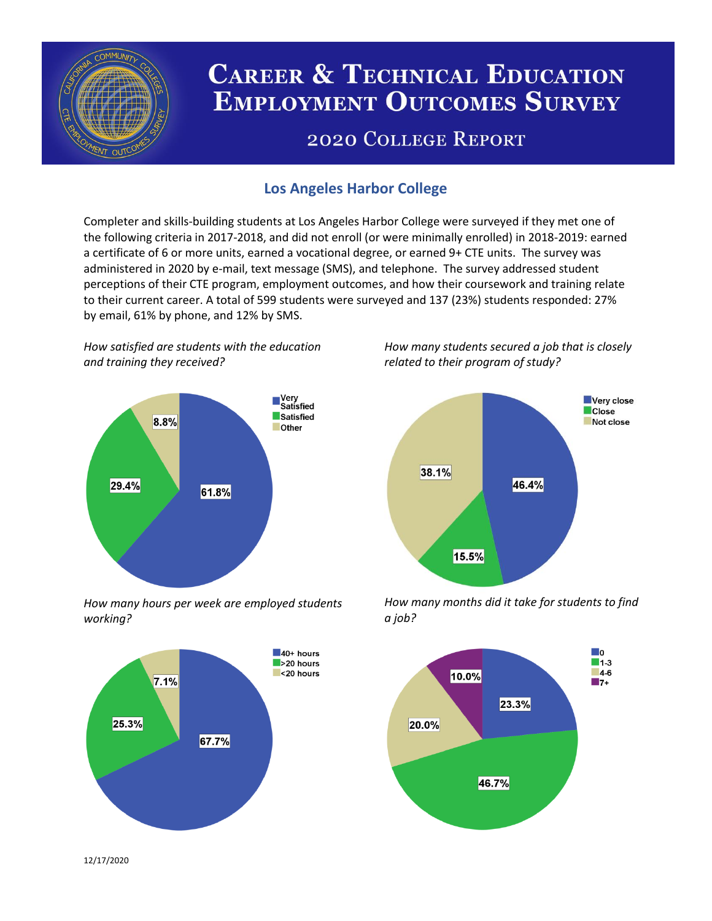# Career & Technical Education Employment Outcomes Survey

## 2020 College Report

### Los Angeles Harbor College

Completer and skills-building students at Los Angeles Harbor College were surveyed if they met one of the following criteria in 2017-2018, and did not enroll (or were minimally enrolled) in 2018-2019: earned a certificate of 6 or more units, earned a vocational degree, or earned 9+ CTE units. The survey was administered in 2020 by e-mail, text message (SMS), and telephone. The survey addressed student perceptions of their CTE program, employment outcomes, and how their coursework and training relate to their current career. A total of 599 students were surveyed and 137 (23%) students responded: 27% by email, 61% by phone, and 12% by SMS.

*How satisfied are students with the education and training they received?*

Very Satisfied
Satisfied
Other

61.8%
29.4%
8.8%

*How many students secured a job that is closely related to their program of study?*

Very close
Close
Not close

46.4%
15.5%
38.1%

*How many hours per week are employed students working?*

40+ hours
>20 hours
<20 hours

67.7%
25.3%
7.1%

*How many months did it take for students to find a job?*

0
1-3
4-6
7+

23.3%
46.7%
20.0%
10.0%

12/17/2020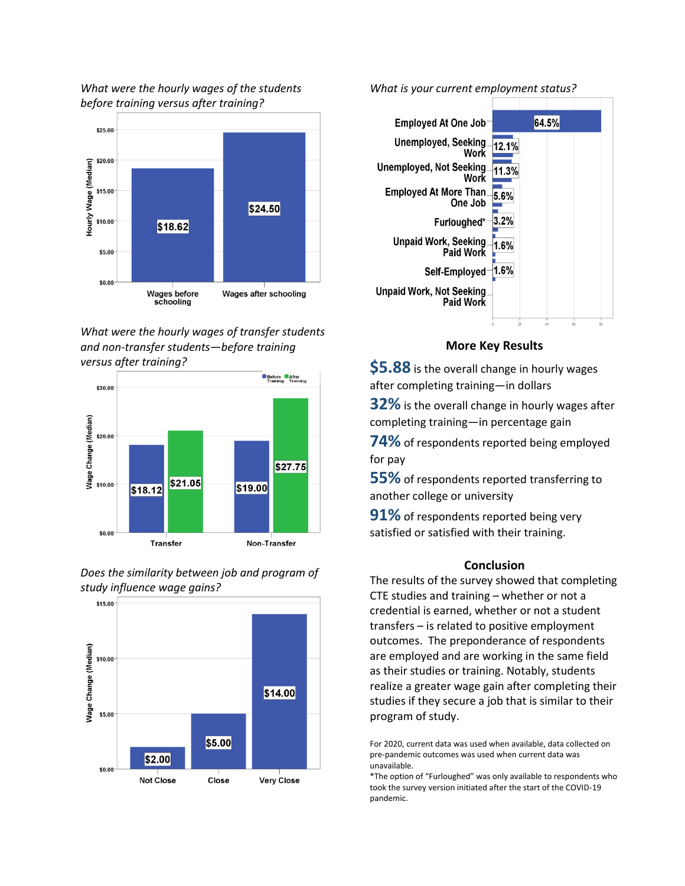*What were the hourly wages of the students before training versus after training?*

Hourly Wage (Median)

$25.00
$20.00
$15.00
$10.00
$5.00
$0.00

$18.62
$24.50

Wages before schooling
Wages after schooling

*What were the hourly wages of transfer students and non-transfer students—before training versus after training?*

Before Training
After Training

Wage Change (Median)

$30.00
$20.00
$10.00
$0.00

$18.12
$21.05
$19.00
$27.75

Transfer
Non-Transfer

*Does the similarity between job and program of study influence wage gains?*

Wage Change (Median)

$15.00
$10.00
$5.00
$0.00

$2.00
$5.00
$14.00

Not Close
Close
Very Close

*What is your current employment status?*

Employed At One Job 64.5%
Unemployed, Seeking Work 12.1%
Unemployed, Not Seeking Work 11.3%
Employed At More Than One Job 5.6%
Furloughed* 3.2%
Unpaid Work, Seeking Paid Work 1.6%
Self-Employed 1.6%
Unpaid Work, Not Seeking Paid Work

0
20
40
60
80

## More Key Results

**$5.88** is the overall change in hourly wages after completing training—in dollars

**32%** is the overall change in hourly wages after completing training—in percentage gain

**74%** of respondents reported being employed for pay

**55%** of respondents reported transferring to another college or university

**91%** of respondents reported being very satisfied or satisfied with their training.

## Conclusion

The results of the survey showed that completing CTE studies and training – whether or not a credential is earned, whether or not a student transfers – is related to positive employment outcomes. The preponderance of respondents are employed and are working in the same field as their studies or training. Notably, students realize a greater wage gain after completing their studies if they secure a job that is similar to their program of study.

For 2020, current data was used when available, data collected on pre-pandemic outcomes was used when current data was unavailable.

*The option of "Furloughed" was only available to respondents who took the survey version initiated after the start of the COVID-19 pandemic.